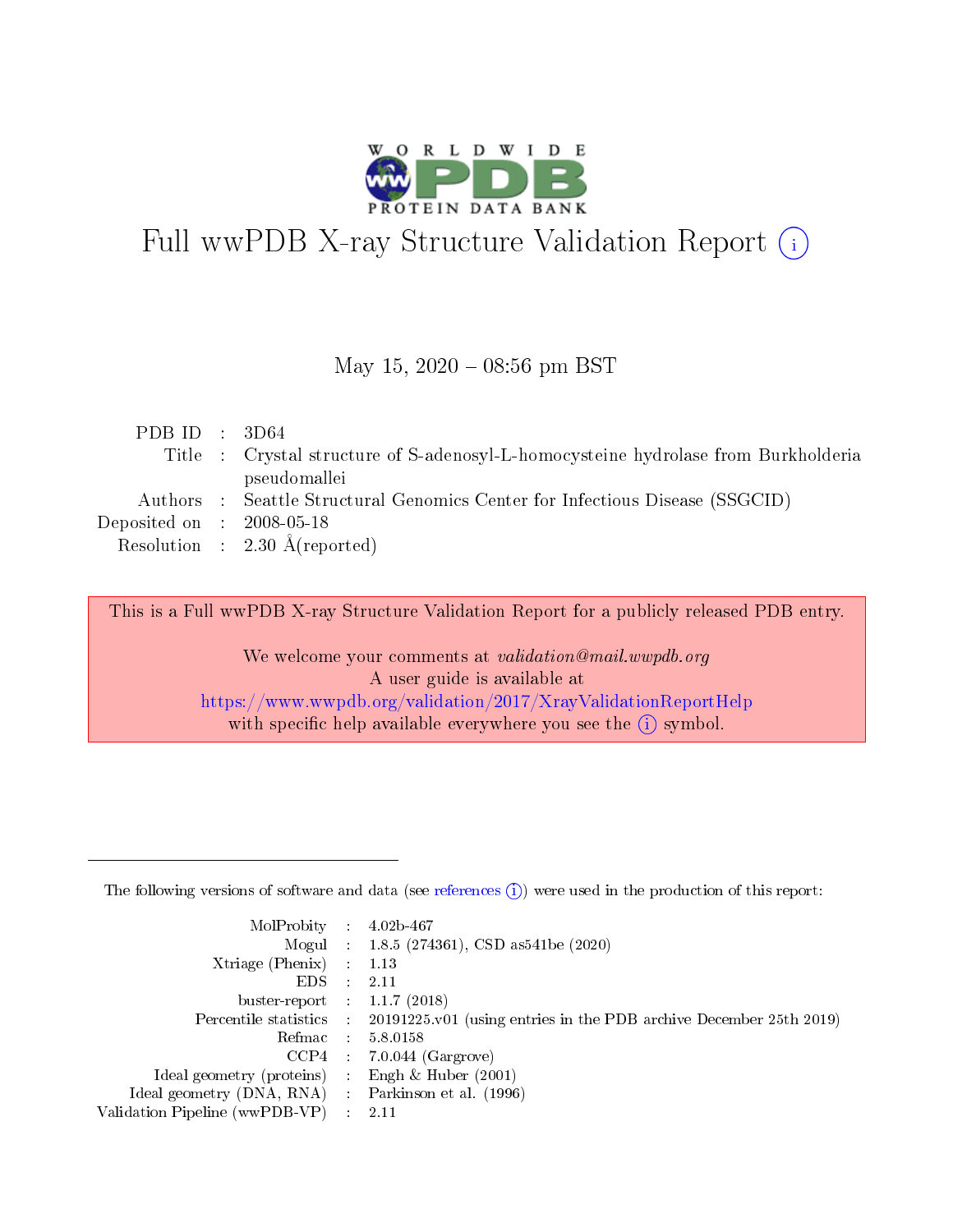# Full wwPDB X-ray Structure Validation Report (i)

May 15, 2020 – 08:56 pm BST

| | | |
|---|---|---|
| PDB ID | : | 3D64 |
| Title | : | Crystal structure of S-adenosyl-L-homocysteine hydrolase from Burkholderia pseudomallei |
| Authors | : | Seattle Structural Genomics Center for Infectious Disease (SSGCID) |
| Deposited on | : | 2008-05-18 |
| Resolution | : | 2.30 Å(reported) |

This is a Full wwPDB X-ray Structure Validation Report for a publicly released PDB entry.

We welcome your comments at *validation@mail.wwpdb.org*
A user guide is available at
https://www.wwpdb.org/validation/2017/XrayValidationReportHelp
with specific help available everywhere you see the (i) symbol.

---

The following versions of software and data (see references (i)) were used in the production of this report:

| | | |
|---|---|---|
| MolProbity | : | 4.02b-467 |
| Mogul | : | 1.8.5 (274361), CSD as541be (2020) |
| Xtriage (Phenix) | : | 1.13 |
| EDS | : | 2.11 |
| buster-report | : | 1.1.7 (2018) |
| Percentile statistics | : | 20191225.v01 (using entries in the PDB archive December 25th 2019) |
| Refmac | : | 5.8.0158 |
| CCP4 | : | 7.0.044 (Gargrove) |
| Ideal geometry (proteins) | : | Engh & Huber (2001) |
| Ideal geometry (DNA, RNA) | : | Parkinson et al. (1996) |
| Validation Pipeline (wwPDB-VP) | : | 2.11 |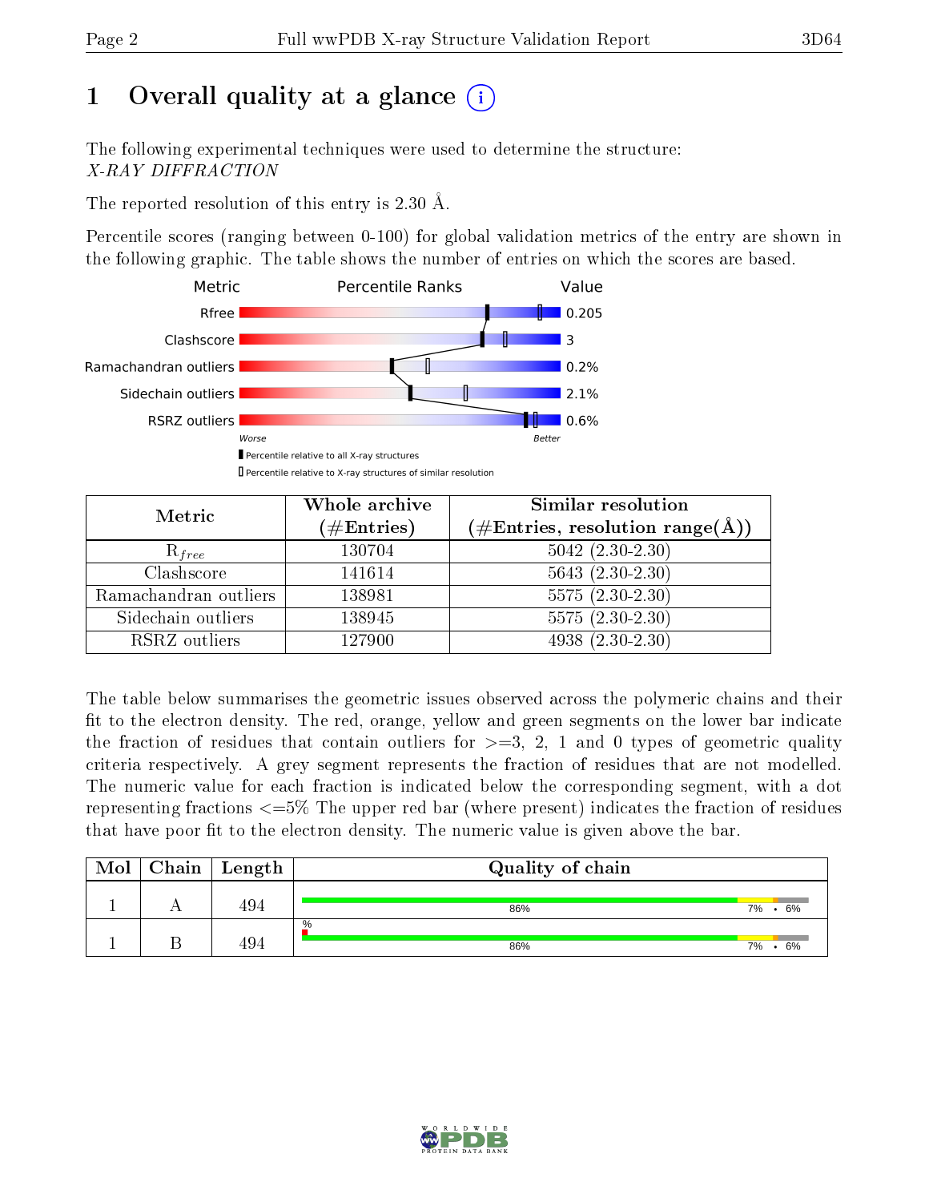# 1 Overall quality at a glance (i)

The following experimental techniques were used to determine the structure:
*X-RAY DIFFRACTION*

The reported resolution of this entry is 2.30 Å.

Percentile scores (ranging between 0-100) for global validation metrics of the entry are shown in the following graphic. The table shows the number of entries on which the scores are based.

| Metric | Value |
|---|---|
| Rfree | 0.205 |
| Clashscore | 3 |
| Ramachandran outliers | 0.2% |
| Sidechain outliers | 2.1% |
| RSRZ outliers | 0.6% |

Worse — Better

▮ Percentile relative to all X-ray structures
▯ Percentile relative to X-ray structures of similar resolution

| Metric | Whole archive (#Entries) | Similar resolution (#Entries, resolution range(Å)) |
|---|---|---|
| $R_{free}$ | 130704 | 5042 (2.30-2.30) |
| Clashscore | 141614 | 5643 (2.30-2.30) |
| Ramachandran outliers | 138981 | 5575 (2.30-2.30) |
| Sidechain outliers | 138945 | 5575 (2.30-2.30) |
| RSRZ outliers | 127900 | 4938 (2.30-2.30) |

The table below summarises the geometric issues observed across the polymeric chains and their fit to the electron density. The red, orange, yellow and green segments on the lower bar indicate the fraction of residues that contain outliers for >=3, 2, 1 and 0 types of geometric quality criteria respectively. A grey segment represents the fraction of residues that are not modelled. The numeric value for each fraction is indicated below the corresponding segment, with a dot representing fractions <=5% The upper red bar (where present) indicates the fraction of residues that have poor fit to the electron density. The numeric value is given above the bar.

| Mol | Chain | Length | Quality of chain |
|---|---|---|---|
| 1 | A | 494 | 86% · 7% · • · 6% |
| 1 | B | 494 | % ; 86% · 7% · • · 6% |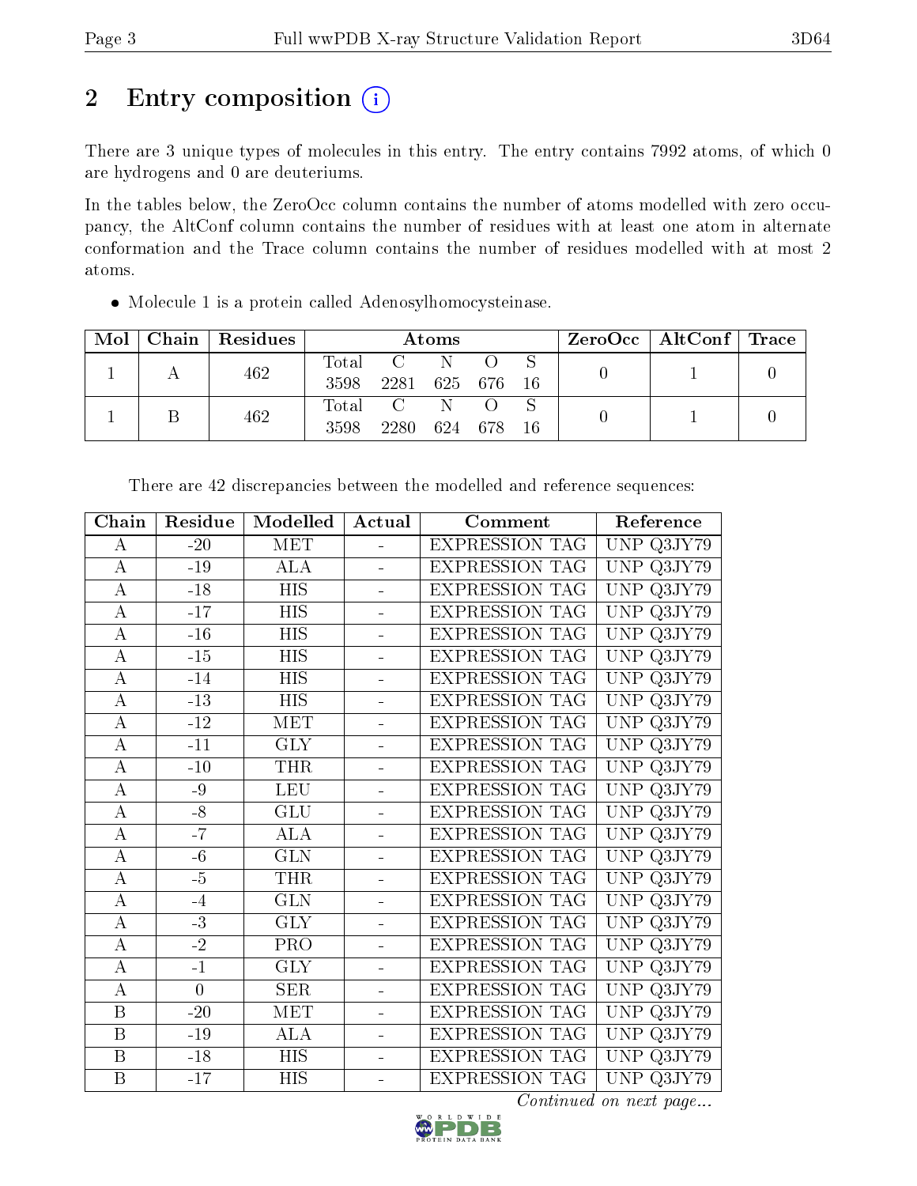## 2 Entry composition

There are 3 unique types of molecules in this entry. The entry contains 7992 atoms, of which 0 are hydrogens and 0 are deuteriums.

In the tables below, the ZeroOcc column contains the number of atoms modelled with zero occupancy, the AltConf column contains the number of residues with at least one atom in alternate conformation and the Trace column contains the number of residues modelled with at most 2 atoms.

- Molecule 1 is a protein called Adenosylhomocysteinase.

| Mol | Chain | Residues | Atoms | | | | | ZeroOcc | AltConf | Trace |
|---|---|---|---|---|---|---|---|---|---|---|
| 1 | A | 462 | Total 3598 | C 2281 | N 625 | O 676 | S 16 | 0 | 1 | 0 |
| 1 | B | 462 | Total 3598 | C 2280 | N 624 | O 678 | S 16 | 0 | 1 | 0 |

There are 42 discrepancies between the modelled and reference sequences:

| Chain | Residue | Modelled | Actual | Comment | Reference |
|---|---|---|---|---|---|
| A | -20 | MET | - | EXPRESSION TAG | UNP Q3JY79 |
| A | -19 | ALA | - | EXPRESSION TAG | UNP Q3JY79 |
| A | -18 | HIS | - | EXPRESSION TAG | UNP Q3JY79 |
| A | -17 | HIS | - | EXPRESSION TAG | UNP Q3JY79 |
| A | -16 | HIS | - | EXPRESSION TAG | UNP Q3JY79 |
| A | -15 | HIS | - | EXPRESSION TAG | UNP Q3JY79 |
| A | -14 | HIS | - | EXPRESSION TAG | UNP Q3JY79 |
| A | -13 | HIS | - | EXPRESSION TAG | UNP Q3JY79 |
| A | -12 | MET | - | EXPRESSION TAG | UNP Q3JY79 |
| A | -11 | GLY | - | EXPRESSION TAG | UNP Q3JY79 |
| A | -10 | THR | - | EXPRESSION TAG | UNP Q3JY79 |
| A | -9 | LEU | - | EXPRESSION TAG | UNP Q3JY79 |
| A | -8 | GLU | - | EXPRESSION TAG | UNP Q3JY79 |
| A | -7 | ALA | - | EXPRESSION TAG | UNP Q3JY79 |
| A | -6 | GLN | - | EXPRESSION TAG | UNP Q3JY79 |
| A | -5 | THR | - | EXPRESSION TAG | UNP Q3JY79 |
| A | -4 | GLN | - | EXPRESSION TAG | UNP Q3JY79 |
| A | -3 | GLY | - | EXPRESSION TAG | UNP Q3JY79 |
| A | -2 | PRO | - | EXPRESSION TAG | UNP Q3JY79 |
| A | -1 | GLY | - | EXPRESSION TAG | UNP Q3JY79 |
| A | 0 | SER | - | EXPRESSION TAG | UNP Q3JY79 |
| B | -20 | MET | - | EXPRESSION TAG | UNP Q3JY79 |
| B | -19 | ALA | - | EXPRESSION TAG | UNP Q3JY79 |
| B | -18 | HIS | - | EXPRESSION TAG | UNP Q3JY79 |
| B | -17 | HIS | - | EXPRESSION TAG | UNP Q3JY79 |

*Continued on next page...*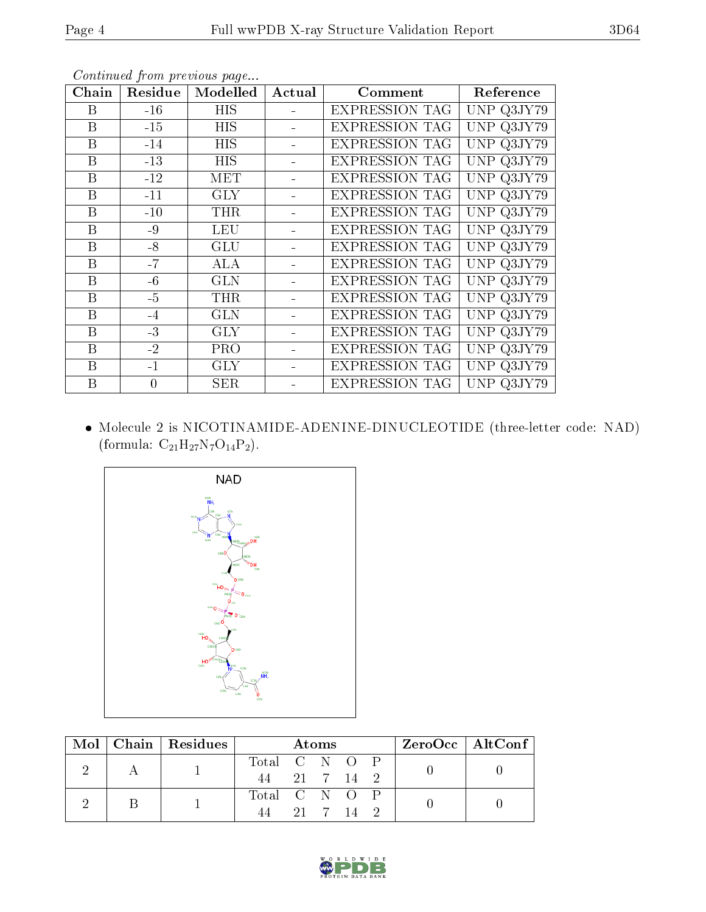*Continued from previous page...*

| Chain | Residue | Modelled | Actual | Comment | Reference |
|---|---|---|---|---|---|
| B | -16 | HIS | - | EXPRESSION TAG | UNP Q3JY79 |
| B | -15 | HIS | - | EXPRESSION TAG | UNP Q3JY79 |
| B | -14 | HIS | - | EXPRESSION TAG | UNP Q3JY79 |
| B | -13 | HIS | - | EXPRESSION TAG | UNP Q3JY79 |
| B | -12 | MET | - | EXPRESSION TAG | UNP Q3JY79 |
| B | -11 | GLY | - | EXPRESSION TAG | UNP Q3JY79 |
| B | -10 | THR | - | EXPRESSION TAG | UNP Q3JY79 |
| B | -9 | LEU | - | EXPRESSION TAG | UNP Q3JY79 |
| B | -8 | GLU | - | EXPRESSION TAG | UNP Q3JY79 |
| B | -7 | ALA | - | EXPRESSION TAG | UNP Q3JY79 |
| B | -6 | GLN | - | EXPRESSION TAG | UNP Q3JY79 |
| B | -5 | THR | - | EXPRESSION TAG | UNP Q3JY79 |
| B | -4 | GLN | - | EXPRESSION TAG | UNP Q3JY79 |
| B | -3 | GLY | - | EXPRESSION TAG | UNP Q3JY79 |
| B | -2 | PRO | - | EXPRESSION TAG | UNP Q3JY79 |
| B | -1 | GLY | - | EXPRESSION TAG | UNP Q3JY79 |
| B | 0 | SER | - | EXPRESSION TAG | UNP Q3JY79 |

- Molecule 2 is NICOTINAMIDE-ADENINE-DINUCLEOTIDE (three-letter code: NAD) (formula: $C_{21}H_{27}N_7O_{14}P_2$).

| Mol | Chain | Residues | Atoms | | | | | ZeroOcc | AltConf |
|---|---|---|---|---|---|---|---|---|---|
| 2 | A | 1 | Total 44 | C 21 | N 7 | O 14 | P 2 | 0 | 0 |
| 2 | B | 1 | Total 44 | C 21 | N 7 | O 14 | P 2 | 0 | 0 |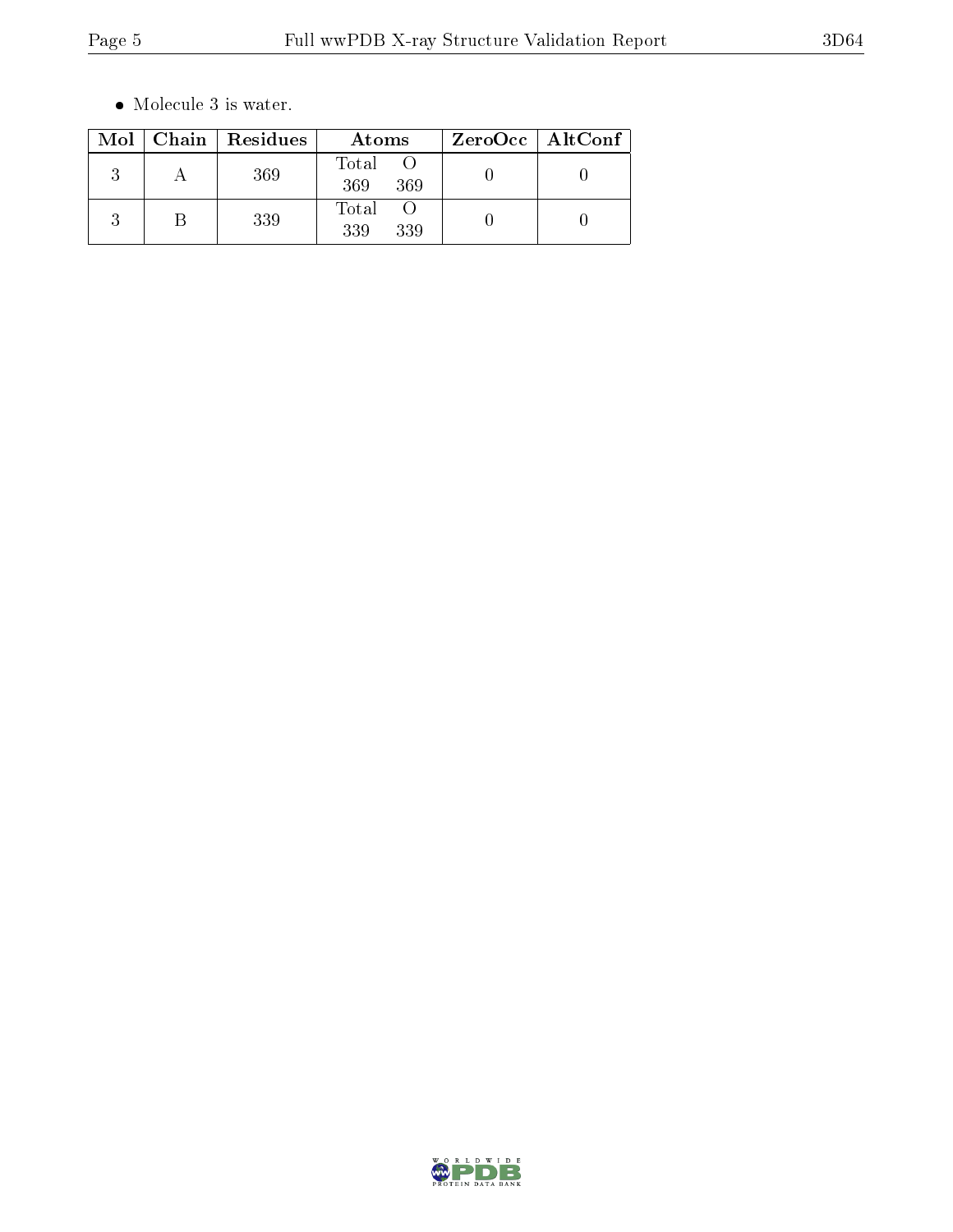- Molecule 3 is water.

| Mol | Chain | Residues | Atoms | ZeroOcc | AltConf |
|---|---|---|---|---|---|
| 3 | A | 369 | Total O<br>369 369 | 0 | 0 |
| 3 | B | 339 | Total O<br>339 339 | 0 | 0 |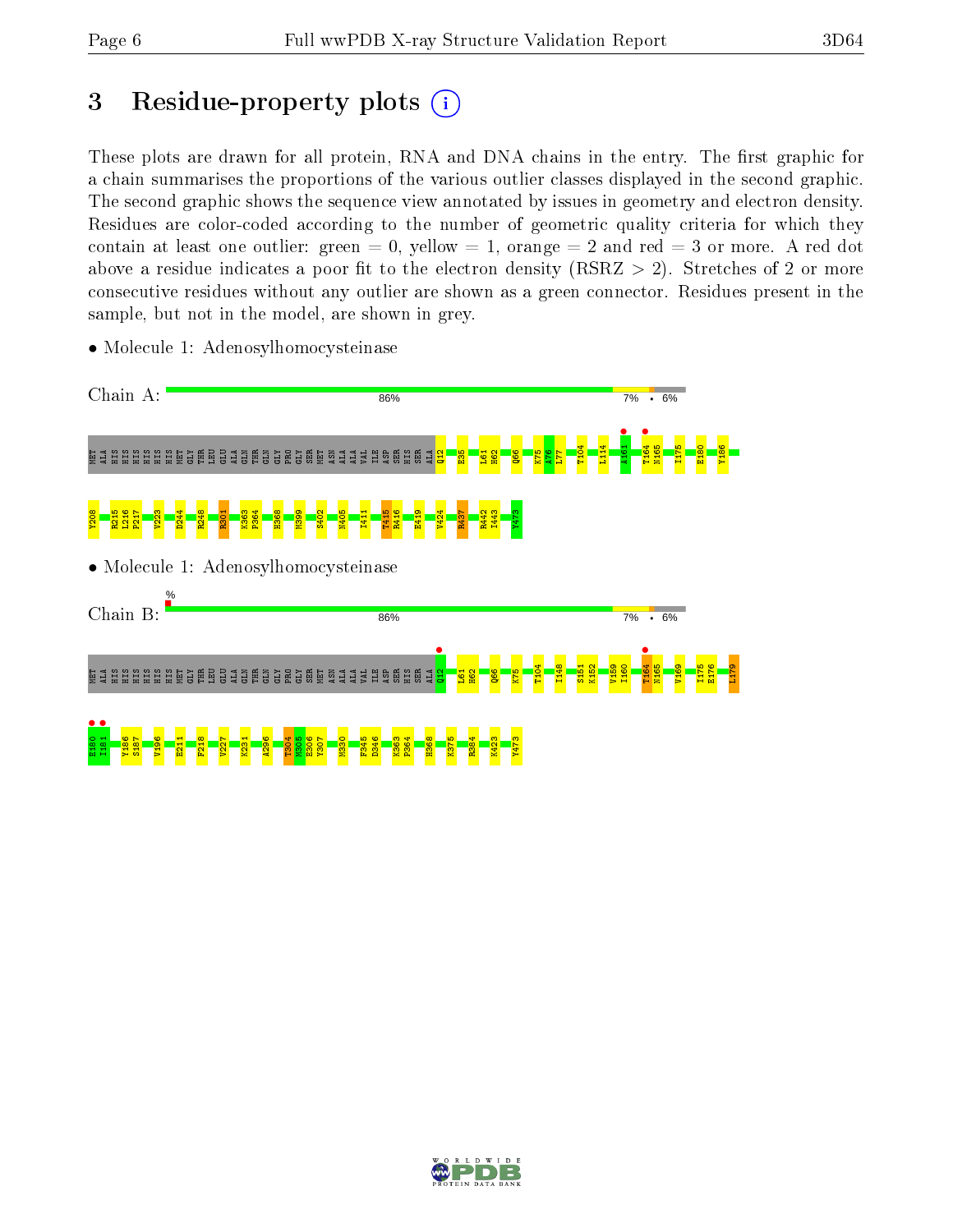# 3 Residue-property plots

These plots are drawn for all protein, RNA and DNA chains in the entry. The first graphic for a chain summarises the proportions of the various outlier classes displayed in the second graphic. The second graphic shows the sequence view annotated by issues in geometry and electron density. Residues are color-coded according to the number of geometric quality criteria for which they contain at least one outlier: green = 0, yellow = 1, orange = 2 and red = 3 or more. A red dot above a residue indicates a poor fit to the electron density (RSRZ > 2). Stretches of 2 or more consecutive residues without any outlier are shown as a green connector. Residues present in the sample, but not in the model, are shown in grey.

- Molecule 1: Adenosylhomocysteinase

Chain A: 86% 7% • 6%

MET ALA HIS HIS HIS HIS HIS HIS MET GLY THR LEU GLU ALA GLN THR GLN GLY PRO GLY SER MET ASN ALA ALA VAL ILE ASP SER HIS SER ALA Q12 E35 L61 H62 Q66 K75 A76 L77 T104 L114 A161 T164 N165 I175 E180 Y186 Y208 R215 L216 P217 V223 D244 R248 R301 K363 P364 H368 M399 S402 N405 I411 T415 R416 E419 V424 R437 R442 I443 Y473

- Molecule 1: Adenosylhomocysteinase

Chain B: % 86% 7% • 6%

MET ALA HIS HIS HIS HIS HIS HIS MET GLY THR LEU GLU ALA GLN THR GLN GLY PRO GLY SER MET ASN ALA ALA VAL ILE ASP SER HIS SER ALA Q12 L61 H62 Q66 K75 T104 I148 S151 K152 V159 I160 T164 N165 V169 I175 E176 L179 E180 I181 Y186 S187 V196 E211 F218 V227 K231 A296 T304 M305 E306 Y307 M330 F345 D346 K363 P364 H368 K375 R384 K423 Y473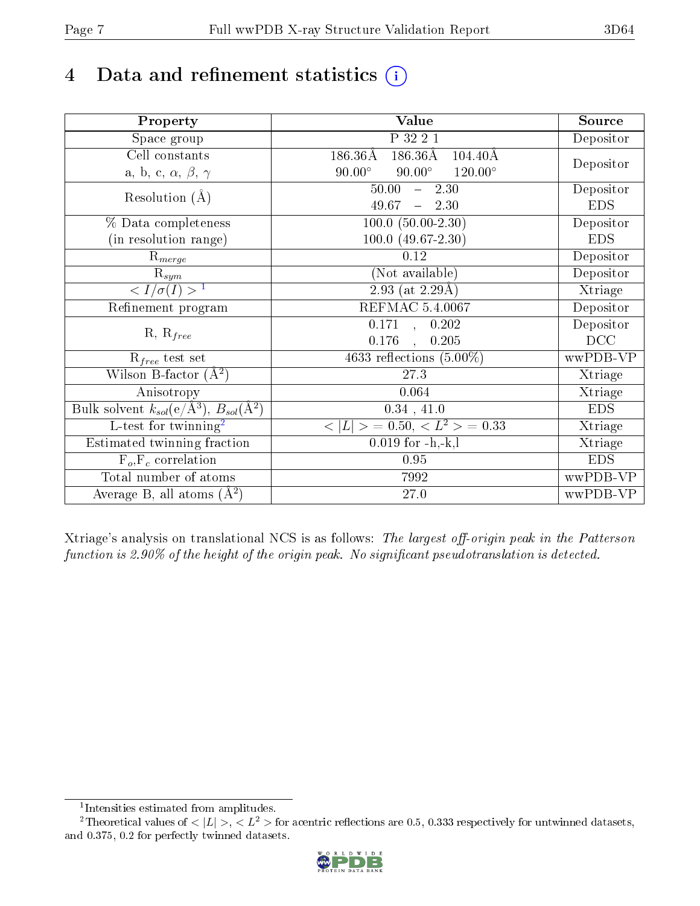# 4 Data and refinement statistics

| Property | Value | Source |
|---|---|---|
| Space group | P 32 2 1 | Depositor |
| Cell constants<br>a, b, c, $\alpha$, $\beta$, $\gamma$ | 186.36Å 186.36Å 104.40Å<br>90.00° 90.00° 120.00° | Depositor |
| Resolution (Å) | 50.00 – 2.30<br>49.67 – 2.30 | Depositor<br>EDS |
| % Data completeness<br>(in resolution range) | 100.0 (50.00-2.30)<br>100.0 (49.67-2.30) | Depositor<br>EDS |
| $R_{merge}$ | 0.12 | Depositor |
| $R_{sym}$ | (Not available) | Depositor |
| $< I/\sigma(I) >$ [1] | 2.93 (at 2.29Å) | Xtriage |
| Refinement program | REFMAC 5.4.0067 | Depositor |
| R, $R_{free}$ | 0.171 , 0.202<br>0.176 , 0.205 | Depositor<br>DCC |
| $R_{free}$ test set | 4633 reflections (5.00%) | wwPDB-VP |
| Wilson B-factor (Å$^2$) | 27.3 | Xtriage |
| Anisotropy | 0.064 | Xtriage |
| Bulk solvent $k_{sol}$(e/Å$^3$), $B_{sol}$(Å$^2$) | 0.34 , 41.0 | EDS |
| L-test for twinning[2] | $< \|L\| >$ = 0.50, $< L^2 >$ = 0.33 | Xtriage |
| Estimated twinning fraction | 0.019 for -h,-k,l | Xtriage |
| $F_o$,$F_c$ correlation | 0.95 | EDS |
| Total number of atoms | 7992 | wwPDB-VP |
| Average B, all atoms (Å$^2$) | 27.0 | wwPDB-VP |

Xtriage's analysis on translational NCS is as follows: *The largest off-origin peak in the Patterson function is 2.90% of the height of the origin peak. No significant pseudotranslation is detected.*

[1] Intensities estimated from amplitudes.

[2] Theoretical values of $< |L| >$, $< L^2 >$ for acentric reflections are 0.5, 0.333 respectively for untwinned datasets, and 0.375, 0.2 for perfectly twinned datasets.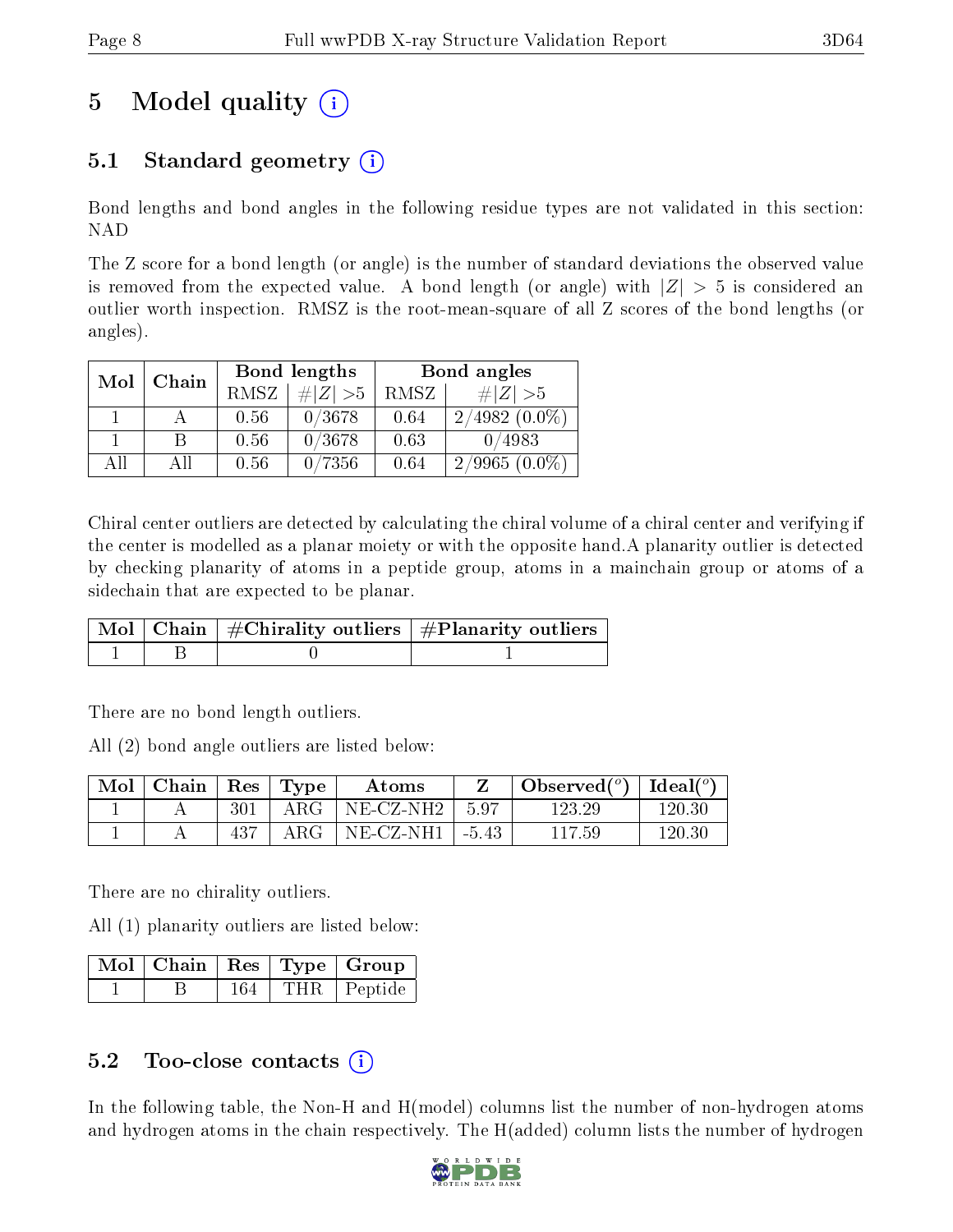# 5 Model quality (i)

## 5.1 Standard geometry (i)

Bond lengths and bond angles in the following residue types are not validated in this section: NAD

The Z score for a bond length (or angle) is the number of standard deviations the observed value is removed from the expected value. A bond length (or angle) with $|Z| > 5$ is considered an outlier worth inspection. RMSZ is the root-mean-square of all Z scores of the bond lengths (or angles).

| Mol | Chain | Bond lengths | | Bond angles | |
|---|---|---|---|---|---|
| | | RMSZ | $\#\|Z\| > 5$ | RMSZ | $\#\|Z\| > 5$ |
| 1 | A | 0.56 | 0/3678 | 0.64 | 2/4982 (0.0%) |
| 1 | B | 0.56 | 0/3678 | 0.63 | 0/4983 |
| All | All | 0.56 | 0/7356 | 0.64 | 2/9965 (0.0%) |

Chiral center outliers are detected by calculating the chiral volume of a chiral center and verifying if the center is modelled as a planar moiety or with the opposite hand.A planarity outlier is detected by checking planarity of atoms in a peptide group, atoms in a mainchain group or atoms of a sidechain that are expected to be planar.

| Mol | Chain | #Chirality outliers | #Planarity outliers |
|---|---|---|---|
| 1 | B | 0 | 1 |

There are no bond length outliers.

All (2) bond angle outliers are listed below:

| Mol | Chain | Res | Type | Atoms | Z | Observed($^o$) | Ideal($^o$) |
|---|---|---|---|---|---|---|---|
| 1 | A | 301 | ARG | NE-CZ-NH2 | 5.97 | 123.29 | 120.30 |
| 1 | A | 437 | ARG | NE-CZ-NH1 | -5.43 | 117.59 | 120.30 |

There are no chirality outliers.

All (1) planarity outliers are listed below:

| Mol | Chain | Res | Type | Group |
|---|---|---|---|---|
| 1 | B | 164 | THR | Peptide |

## 5.2 Too-close contacts (i)

In the following table, the Non-H and H(model) columns list the number of non-hydrogen atoms and hydrogen atoms in the chain respectively. The H(added) column lists the number of hydrogen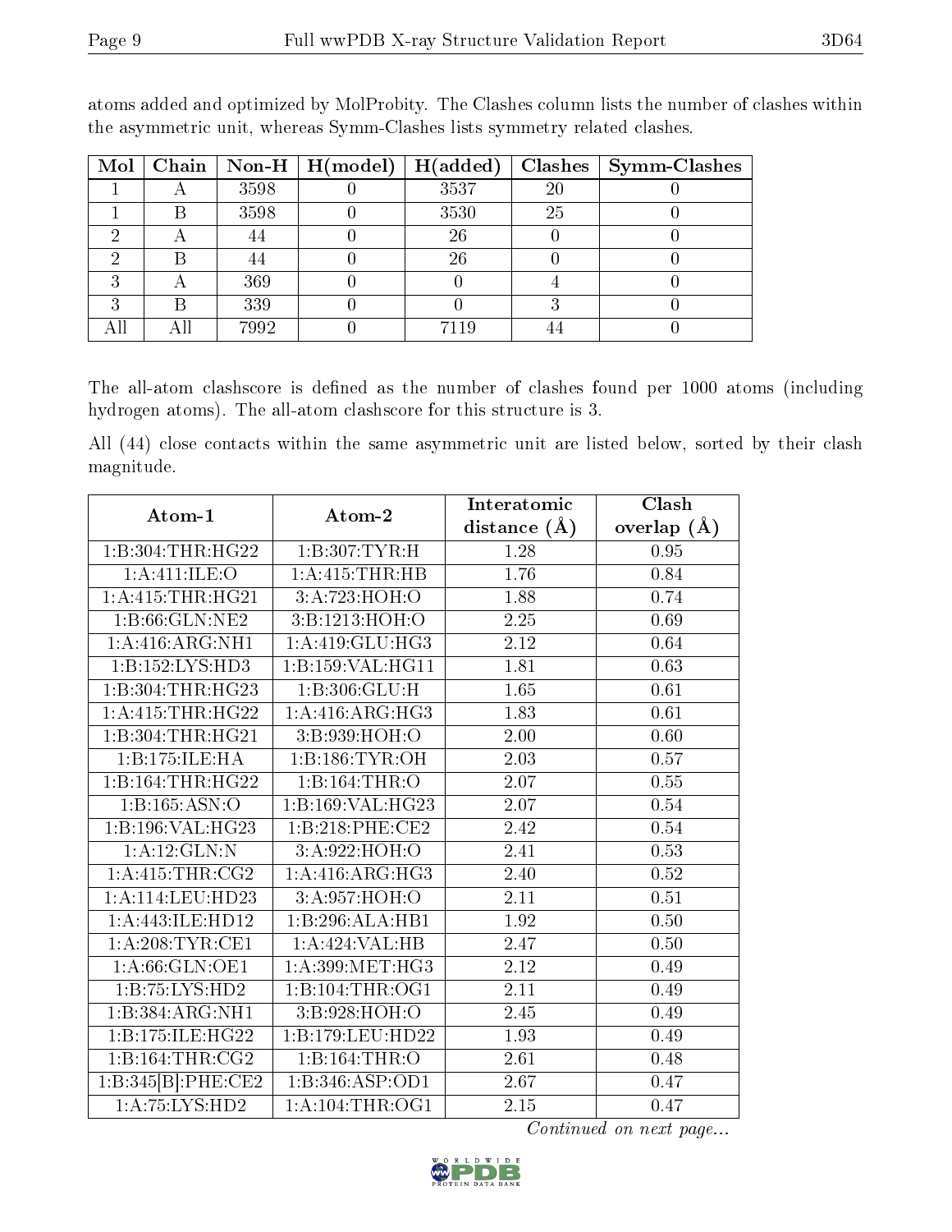atoms added and optimized by MolProbity. The Clashes column lists the number of clashes within the asymmetric unit, whereas Symm-Clashes lists symmetry related clashes.

| Mol | Chain | Non-H | H(model) | H(added) | Clashes | Symm-Clashes |
|---|---|---|---|---|---|---|
| 1 | A | 3598 | 0 | 3537 | 20 | 0 |
| 1 | B | 3598 | 0 | 3530 | 25 | 0 |
| 2 | A | 44 | 0 | 26 | 0 | 0 |
| 2 | B | 44 | 0 | 26 | 0 | 0 |
| 3 | A | 369 | 0 | 0 | 4 | 0 |
| 3 | B | 339 | 0 | 0 | 3 | 0 |
| All | All | 7992 | 0 | 7119 | 44 | 0 |

The all-atom clashscore is defined as the number of clashes found per 1000 atoms (including hydrogen atoms). The all-atom clashscore for this structure is 3.

All (44) close contacts within the same asymmetric unit are listed below, sorted by their clash magnitude.

| Atom-1 | Atom-2 | Interatomic distance (Å) | Clash overlap (Å) |
|---|---|---|---|
| 1:B:304:THR:HG22 | 1:B:307:TYR:H | 1.28 | 0.95 |
| 1:A:411:ILE:O | 1:A:415:THR:HB | 1.76 | 0.84 |
| 1:A:415:THR:HG21 | 3:A:723:HOH:O | 1.88 | 0.74 |
| 1:B:66:GLN:NE2 | 3:B:1213:HOH:O | 2.25 | 0.69 |
| 1:A:416:ARG:NH1 | 1:A:419:GLU:HG3 | 2.12 | 0.64 |
| 1:B:152:LYS:HD3 | 1:B:159:VAL:HG11 | 1.81 | 0.63 |
| 1:B:304:THR:HG23 | 1:B:306:GLU:H | 1.65 | 0.61 |
| 1:A:415:THR:HG22 | 1:A:416:ARG:HG3 | 1.83 | 0.61 |
| 1:B:304:THR:HG21 | 3:B:939:HOH:O | 2.00 | 0.60 |
| 1:B:175:ILE:HA | 1:B:186:TYR:OH | 2.03 | 0.57 |
| 1:B:164:THR:HG22 | 1:B:164:THR:O | 2.07 | 0.55 |
| 1:B:165:ASN:O | 1:B:169:VAL:HG23 | 2.07 | 0.54 |
| 1:B:196:VAL:HG23 | 1:B:218:PHE:CE2 | 2.42 | 0.54 |
| 1:A:12:GLN:N | 3:A:922:HOH:O | 2.41 | 0.53 |
| 1:A:415:THR:CG2 | 1:A:416:ARG:HG3 | 2.40 | 0.52 |
| 1:A:114:LEU:HD23 | 3:A:957:HOH:O | 2.11 | 0.51 |
| 1:A:443:ILE:HD12 | 1:B:296:ALA:HB1 | 1.92 | 0.50 |
| 1:A:208:TYR:CE1 | 1:A:424:VAL:HB | 2.47 | 0.50 |
| 1:A:66:GLN:OE1 | 1:A:399:MET:HG3 | 2.12 | 0.49 |
| 1:B:75:LYS:HD2 | 1:B:104:THR:OG1 | 2.11 | 0.49 |
| 1:B:384:ARG:NH1 | 3:B:928:HOH:O | 2.45 | 0.49 |
| 1:B:175:ILE:HG22 | 1:B:179:LEU:HD22 | 1.93 | 0.49 |
| 1:B:164:THR:CG2 | 1:B:164:THR:O | 2.61 | 0.48 |
| 1:B:345[B]:PHE:CE2 | 1:B:346:ASP:OD1 | 2.67 | 0.47 |
| 1:A:75:LYS:HD2 | 1:A:104:THR:OG1 | 2.15 | 0.47 |

*Continued on next page...*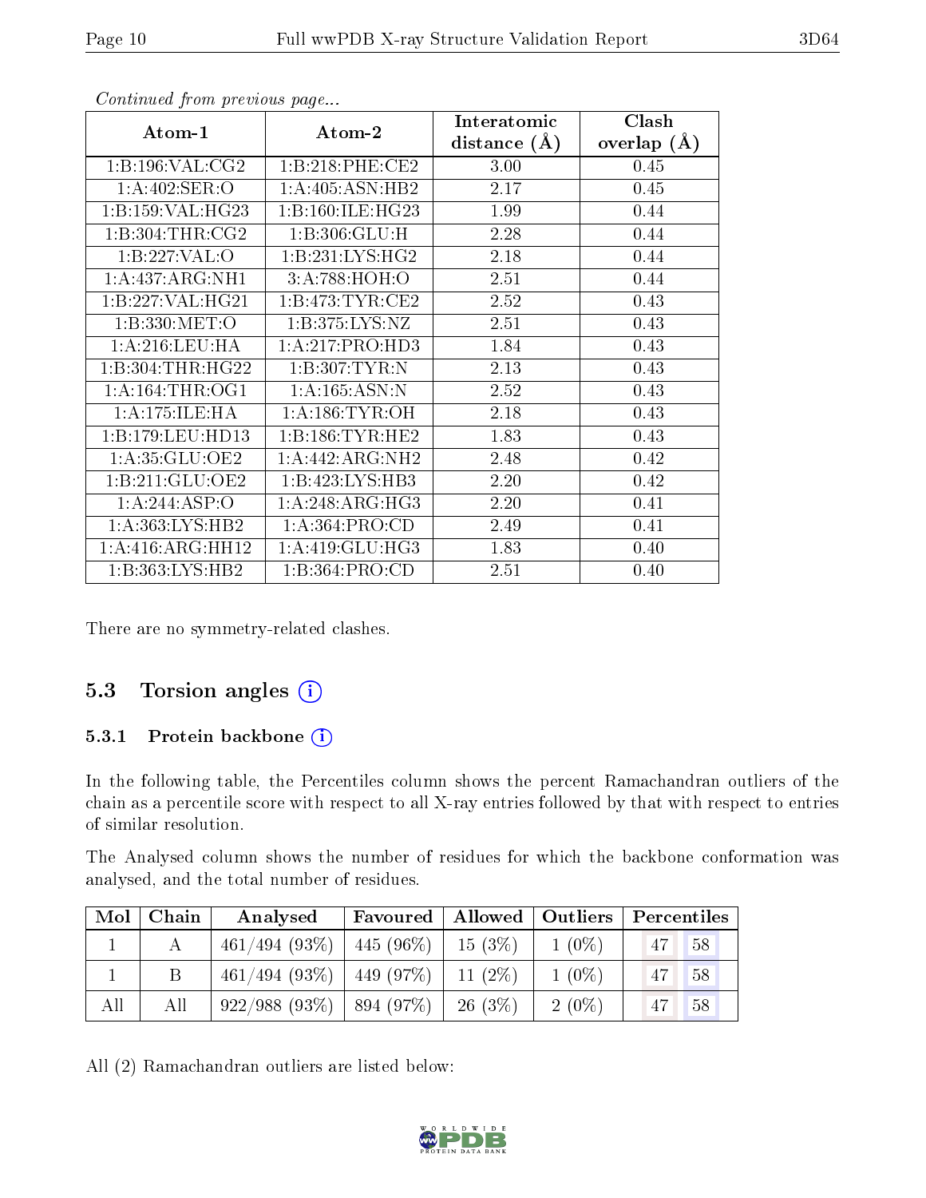*Continued from previous page...*

| Atom-1 | Atom-2 | Interatomic distance (Å) | Clash overlap (Å) |
|---|---|---|---|
| 1:B:196:VAL:CG2 | 1:B:218:PHE:CE2 | 3.00 | 0.45 |
| 1:A:402:SER:O | 1:A:405:ASN:HB2 | 2.17 | 0.45 |
| 1:B:159:VAL:HG23 | 1:B:160:ILE:HG23 | 1.99 | 0.44 |
| 1:B:304:THR:CG2 | 1:B:306:GLU:H | 2.28 | 0.44 |
| 1:B:227:VAL:O | 1:B:231:LYS:HG2 | 2.18 | 0.44 |
| 1:A:437:ARG:NH1 | 3:A:788:HOH:O | 2.51 | 0.44 |
| 1:B:227:VAL:HG21 | 1:B:473:TYR:CE2 | 2.52 | 0.43 |
| 1:B:330:MET:O | 1:B:375:LYS:NZ | 2.51 | 0.43 |
| 1:A:216:LEU:HA | 1:A:217:PRO:HD3 | 1.84 | 0.43 |
| 1:B:304:THR:HG22 | 1:B:307:TYR:N | 2.13 | 0.43 |
| 1:A:164:THR:OG1 | 1:A:165:ASN:N | 2.52 | 0.43 |
| 1:A:175:ILE:HA | 1:A:186:TYR:OH | 2.18 | 0.43 |
| 1:B:179:LEU:HD13 | 1:B:186:TYR:HE2 | 1.83 | 0.43 |
| 1:A:35:GLU:OE2 | 1:A:442:ARG:NH2 | 2.48 | 0.42 |
| 1:B:211:GLU:OE2 | 1:B:423:LYS:HB3 | 2.20 | 0.42 |
| 1:A:244:ASP:O | 1:A:248:ARG:HG3 | 2.20 | 0.41 |
| 1:A:363:LYS:HB2 | 1:A:364:PRO:CD | 2.49 | 0.41 |
| 1:A:416:ARG:HH12 | 1:A:419:GLU:HG3 | 1.83 | 0.40 |
| 1:B:363:LYS:HB2 | 1:B:364:PRO:CD | 2.51 | 0.40 |

There are no symmetry-related clashes.

## 5.3 Torsion angles

### 5.3.1 Protein backbone

In the following table, the Percentiles column shows the percent Ramachandran outliers of the chain as a percentile score with respect to all X-ray entries followed by that with respect to entries of similar resolution.

The Analysed column shows the number of residues for which the backbone conformation was analysed, and the total number of residues.

| Mol | Chain | Analysed | Favoured | Allowed | Outliers | Percentiles | |
|---|---|---|---|---|---|---|---|
| 1 | A | 461/494 (93%) | 445 (96%) | 15 (3%) | 1 (0%) | 47 | 58 |
| 1 | B | 461/494 (93%) | 449 (97%) | 11 (2%) | 1 (0%) | 47 | 58 |
| All | All | 922/988 (93%) | 894 (97%) | 26 (3%) | 2 (0%) | 47 | 58 |

All (2) Ramachandran outliers are listed below: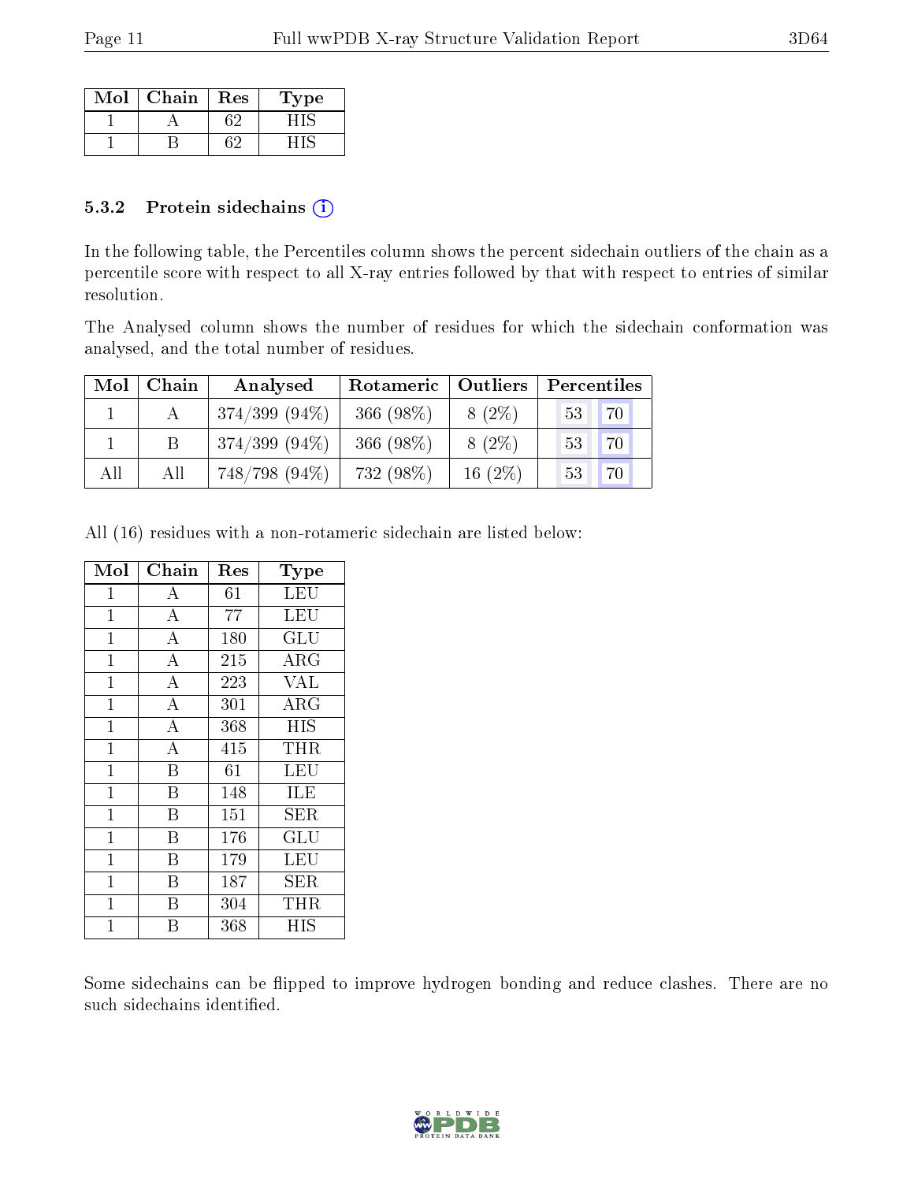| Mol | Chain | Res | Type |
|---|---|---|---|
| 1 | A | 62 | HIS |
| 1 | B | 62 | HIS |

### 5.3.2 Protein sidechains (i)

In the following table, the Percentiles column shows the percent sidechain outliers of the chain as a percentile score with respect to all X-ray entries followed by that with respect to entries of similar resolution.

The Analysed column shows the number of residues for which the sidechain conformation was analysed, and the total number of residues.

| Mol | Chain | Analysed | Rotameric | Outliers | Percentiles | |
|---|---|---|---|---|---|---|
| 1 | A | 374/399 (94%) | 366 (98%) | 8 (2%) | 53 | 70 |
| 1 | B | 374/399 (94%) | 366 (98%) | 8 (2%) | 53 | 70 |
| All | All | 748/798 (94%) | 732 (98%) | 16 (2%) | 53 | 70 |

All (16) residues with a non-rotameric sidechain are listed below:

| Mol | Chain | Res | Type |
|---|---|---|---|
| 1 | A | 61 | LEU |
| 1 | A | 77 | LEU |
| 1 | A | 180 | GLU |
| 1 | A | 215 | ARG |
| 1 | A | 223 | VAL |
| 1 | A | 301 | ARG |
| 1 | A | 368 | HIS |
| 1 | A | 415 | THR |
| 1 | B | 61 | LEU |
| 1 | B | 148 | ILE |
| 1 | B | 151 | SER |
| 1 | B | 176 | GLU |
| 1 | B | 179 | LEU |
| 1 | B | 187 | SER |
| 1 | B | 304 | THR |
| 1 | B | 368 | HIS |

Some sidechains can be flipped to improve hydrogen bonding and reduce clashes. There are no such sidechains identified.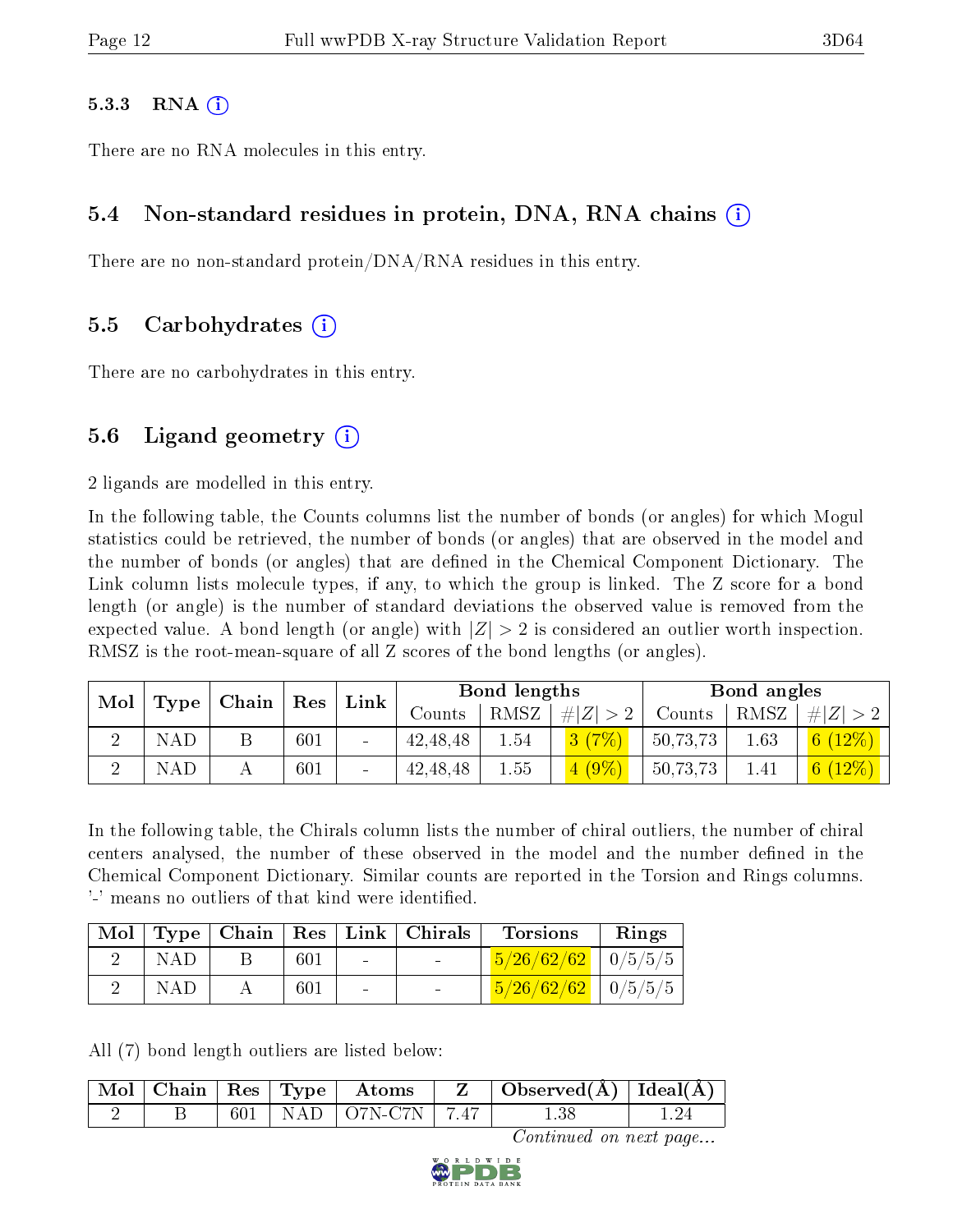#### 5.3.3 RNA

There are no RNA molecules in this entry.

### 5.4 Non-standard residues in protein, DNA, RNA chains

There are no non-standard protein/DNA/RNA residues in this entry.

### 5.5 Carbohydrates

There are no carbohydrates in this entry.

### 5.6 Ligand geometry

2 ligands are modelled in this entry.

In the following table, the Counts columns list the number of bonds (or angles) for which Mogul statistics could be retrieved, the number of bonds (or angles) that are observed in the model and the number of bonds (or angles) that are defined in the Chemical Component Dictionary. The Link column lists molecule types, if any, to which the group is linked. The Z score for a bond length (or angle) is the number of standard deviations the observed value is removed from the expected value. A bond length (or angle) with $|Z| > 2$ is considered an outlier worth inspection. RMSZ is the root-mean-square of all Z scores of the bond lengths (or angles).

| Mol | Type | Chain | Res | Link | Bond lengths | | | Bond angles | | |
|---|---|---|---|---|---|---|---|---|---|---|
| | | | | | Counts | RMSZ | $\#\|Z\| > 2$ | Counts | RMSZ | $\#\|Z\| > 2$ |
| 2 | NAD | B | 601 | - | 42,48,48 | 1.54 | 3 (7%) | 50,73,73 | 1.63 | 6 (12%) |
| 2 | NAD | A | 601 | - | 42,48,48 | 1.55 | 4 (9%) | 50,73,73 | 1.41 | 6 (12%) |

In the following table, the Chirals column lists the number of chiral outliers, the number of chiral centers analysed, the number of these observed in the model and the number defined in the Chemical Component Dictionary. Similar counts are reported in the Torsion and Rings columns. '-' means no outliers of that kind were identified.

| Mol | Type | Chain | Res | Link | Chirals | Torsions | Rings |
|---|---|---|---|---|---|---|---|
| 2 | NAD | B | 601 | - | - | 5/26/62/62 | 0/5/5/5 |
| 2 | NAD | A | 601 | - | - | 5/26/62/62 | 0/5/5/5 |

All (7) bond length outliers are listed below:

| Mol | Chain | Res | Type | Atoms | Z | Observed(Å) | Ideal(Å) |
|---|---|---|---|---|---|---|---|
| 2 | B | 601 | NAD | O7N-C7N | 7.47 | 1.38 | 1.24 |

*Continued on next page...*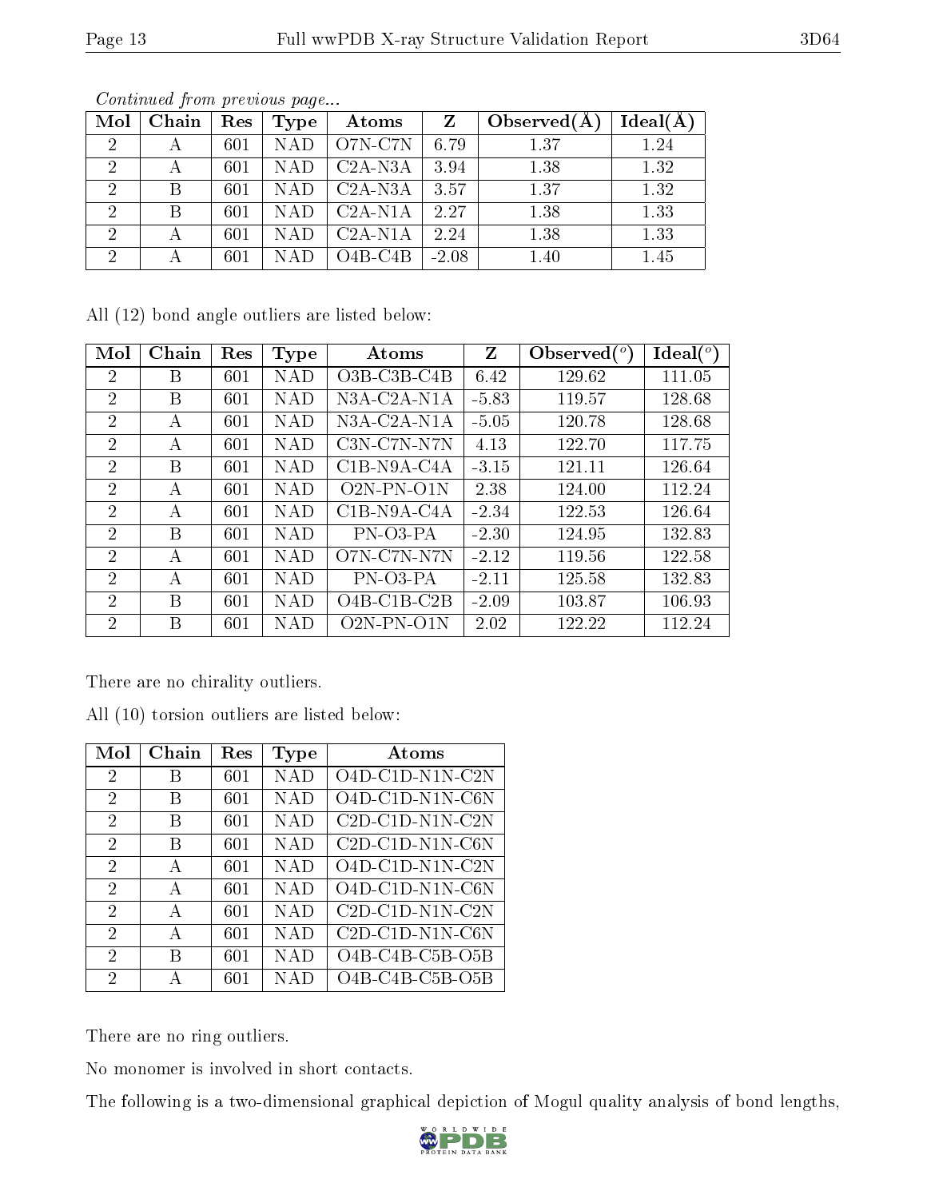*Continued from previous page...*

| Mol | Chain | Res | Type | Atoms | Z | Observed(Å) | Ideal(Å) |
|---|---|---|---|---|---|---|---|
| 2 | A | 601 | NAD | O7N-C7N | 6.79 | 1.37 | 1.24 |
| 2 | A | 601 | NAD | C2A-N3A | 3.94 | 1.38 | 1.32 |
| 2 | B | 601 | NAD | C2A-N3A | 3.57 | 1.37 | 1.32 |
| 2 | B | 601 | NAD | C2A-N1A | 2.27 | 1.38 | 1.33 |
| 2 | A | 601 | NAD | C2A-N1A | 2.24 | 1.38 | 1.33 |
| 2 | A | 601 | NAD | O4B-C4B | -2.08 | 1.40 | 1.45 |

All (12) bond angle outliers are listed below:

| Mol | Chain | Res | Type | Atoms | Z | Observed(°) | Ideal(°) |
|---|---|---|---|---|---|---|---|
| 2 | B | 601 | NAD | O3B-C3B-C4B | 6.42 | 129.62 | 111.05 |
| 2 | B | 601 | NAD | N3A-C2A-N1A | -5.83 | 119.57 | 128.68 |
| 2 | A | 601 | NAD | N3A-C2A-N1A | -5.05 | 120.78 | 128.68 |
| 2 | A | 601 | NAD | C3N-C7N-N7N | 4.13 | 122.70 | 117.75 |
| 2 | B | 601 | NAD | C1B-N9A-C4A | -3.15 | 121.11 | 126.64 |
| 2 | A | 601 | NAD | O2N-PN-O1N | 2.38 | 124.00 | 112.24 |
| 2 | A | 601 | NAD | C1B-N9A-C4A | -2.34 | 122.53 | 126.64 |
| 2 | B | 601 | NAD | PN-O3-PA | -2.30 | 124.95 | 132.83 |
| 2 | A | 601 | NAD | O7N-C7N-N7N | -2.12 | 119.56 | 122.58 |
| 2 | A | 601 | NAD | PN-O3-PA | -2.11 | 125.58 | 132.83 |
| 2 | B | 601 | NAD | O4B-C1B-C2B | -2.09 | 103.87 | 106.93 |
| 2 | B | 601 | NAD | O2N-PN-O1N | 2.02 | 122.22 | 112.24 |

There are no chirality outliers.

All (10) torsion outliers are listed below:

| Mol | Chain | Res | Type | Atoms |
|---|---|---|---|---|
| 2 | B | 601 | NAD | O4D-C1D-N1N-C2N |
| 2 | B | 601 | NAD | O4D-C1D-N1N-C6N |
| 2 | B | 601 | NAD | C2D-C1D-N1N-C2N |
| 2 | B | 601 | NAD | C2D-C1D-N1N-C6N |
| 2 | A | 601 | NAD | O4D-C1D-N1N-C2N |
| 2 | A | 601 | NAD | O4D-C1D-N1N-C6N |
| 2 | A | 601 | NAD | C2D-C1D-N1N-C2N |
| 2 | A | 601 | NAD | C2D-C1D-N1N-C6N |
| 2 | B | 601 | NAD | O4B-C4B-C5B-O5B |
| 2 | A | 601 | NAD | O4B-C4B-C5B-O5B |

There are no ring outliers.

No monomer is involved in short contacts.

The following is a two-dimensional graphical depiction of Mogul quality analysis of bond lengths,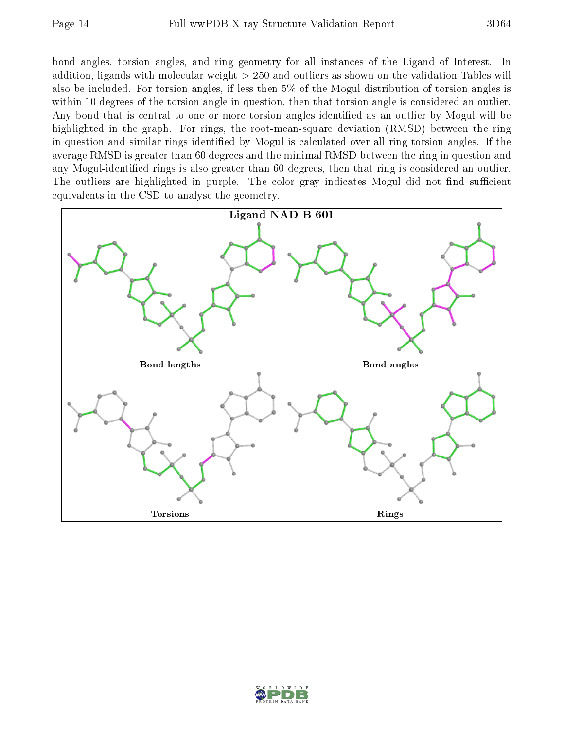bond angles, torsion angles, and ring geometry for all instances of the Ligand of Interest. In addition, ligands with molecular weight > 250 and outliers as shown on the validation Tables will also be included. For torsion angles, if less then 5% of the Mogul distribution of torsion angles is within 10 degrees of the torsion angle in question, then that torsion angle is considered an outlier. Any bond that is central to one or more torsion angles identified as an outlier by Mogul will be highlighted in the graph. For rings, the root-mean-square deviation (RMSD) between the ring in question and similar rings identified by Mogul is calculated over all ring torsion angles. If the average RMSD is greater than 60 degrees and the minimal RMSD between the ring in question and any Mogul-identified rings is also greater than 60 degrees, then that ring is considered an outlier. The outliers are highlighted in purple. The color gray indicates Mogul did not find sufficient equivalents in the CSD to analyse the geometry.

**Ligand NAD B 601**

Bond lengths

Bond angles

Torsions

Rings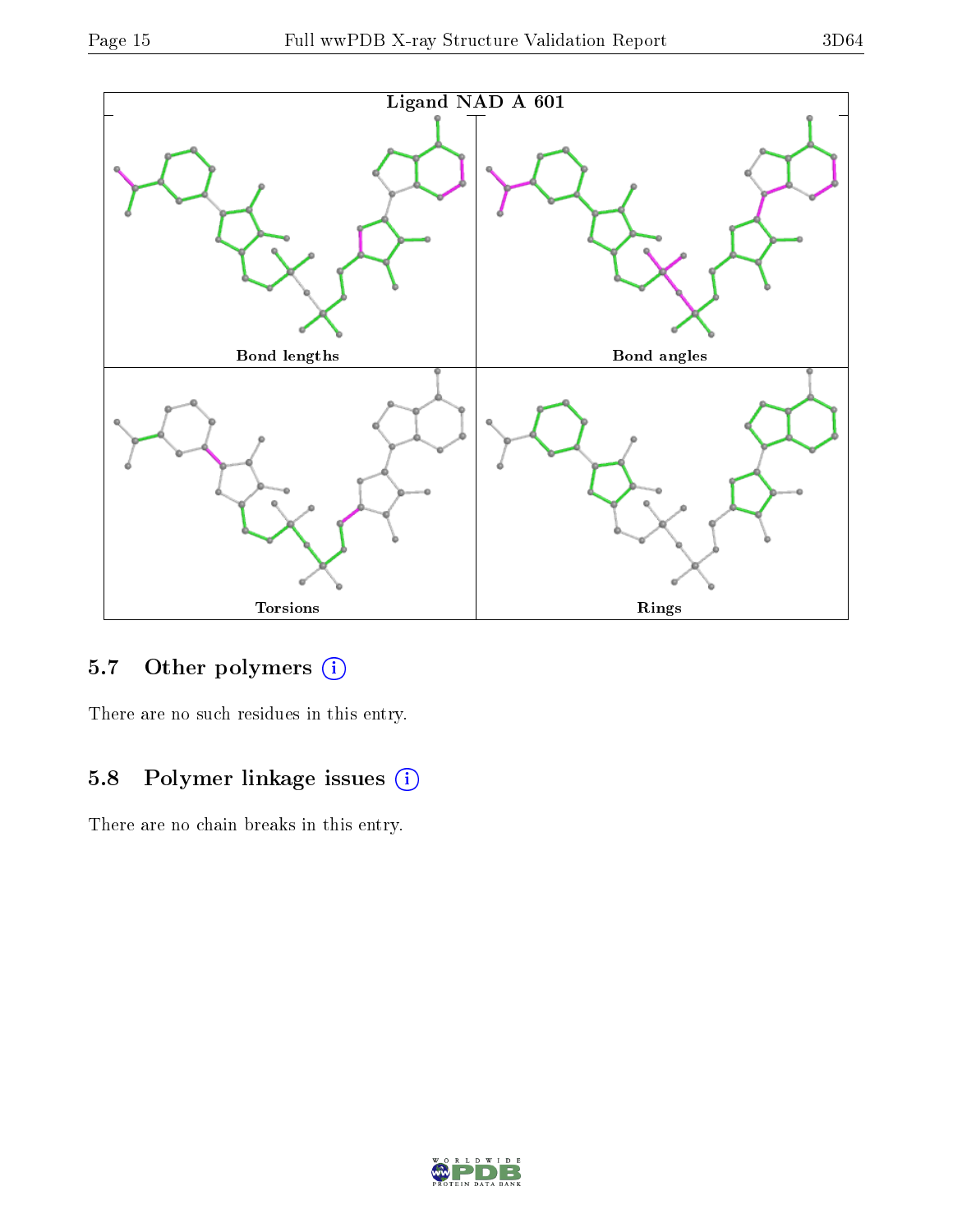Ligand NAD A 601

Bond lengths

Bond angles

Torsions

Rings

## 5.7 Other polymers

There are no such residues in this entry.

## 5.8 Polymer linkage issues

There are no chain breaks in this entry.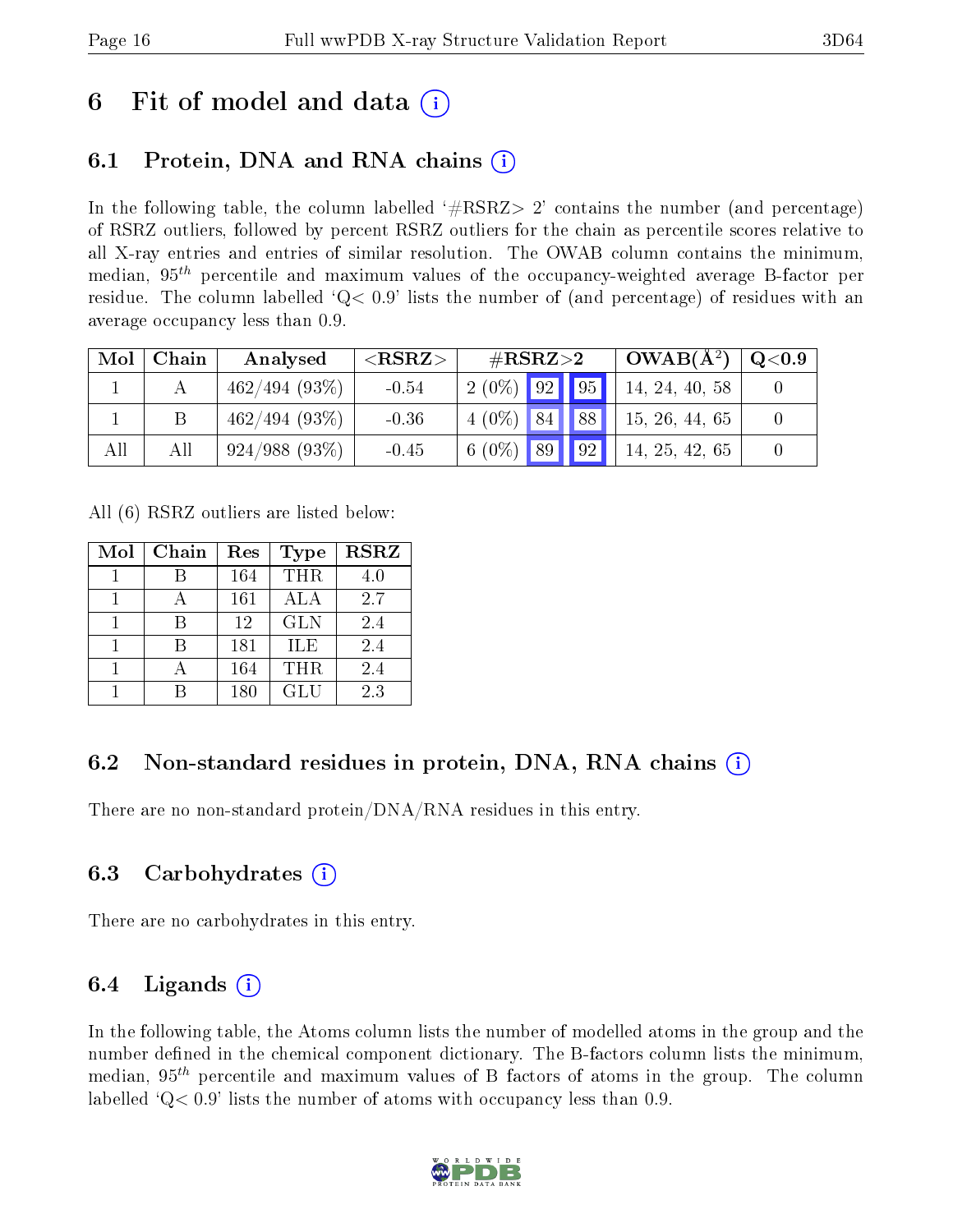# 6 Fit of model and data

## 6.1 Protein, DNA and RNA chains

In the following table, the column labelled '#RSRZ> 2' contains the number (and percentage) of RSRZ outliers, followed by percent RSRZ outliers for the chain as percentile scores relative to all X-ray entries and entries of similar resolution. The OWAB column contains the minimum, median, $95^{th}$ percentile and maximum values of the occupancy-weighted average B-factor per residue. The column labelled 'Q< 0.9' lists the number of (and percentage) of residues with an average occupancy less than 0.9.

| Mol | Chain | Analysed | <RSRZ> | #RSRZ>2 | | | OWAB(Å$^2$) | Q<0.9 |
|---|---|---|---|---|---|---|---|---|
| 1 | A | 462/494 (93%) | -0.54 | 2 (0%) | 92 | 95 | 14, 24, 40, 58 | 0 |
| 1 | B | 462/494 (93%) | -0.36 | 4 (0%) | 84 | 88 | 15, 26, 44, 65 | 0 |
| All | All | 924/988 (93%) | -0.45 | 6 (0%) | 89 | 92 | 14, 25, 42, 65 | 0 |

All (6) RSRZ outliers are listed below:

| Mol | Chain | Res | Type | RSRZ |
|---|---|---|---|---|
| 1 | B | 164 | THR | 4.0 |
| 1 | A | 161 | ALA | 2.7 |
| 1 | B | 12 | GLN | 2.4 |
| 1 | B | 181 | ILE | 2.4 |
| 1 | A | 164 | THR | 2.4 |
| 1 | B | 180 | GLU | 2.3 |

## 6.2 Non-standard residues in protein, DNA, RNA chains

There are no non-standard protein/DNA/RNA residues in this entry.

## 6.3 Carbohydrates

There are no carbohydrates in this entry.

## 6.4 Ligands

In the following table, the Atoms column lists the number of modelled atoms in the group and the number defined in the chemical component dictionary. The B-factors column lists the minimum, median, $95^{th}$ percentile and maximum values of B factors of atoms in the group. The column labelled 'Q< 0.9' lists the number of atoms with occupancy less than 0.9.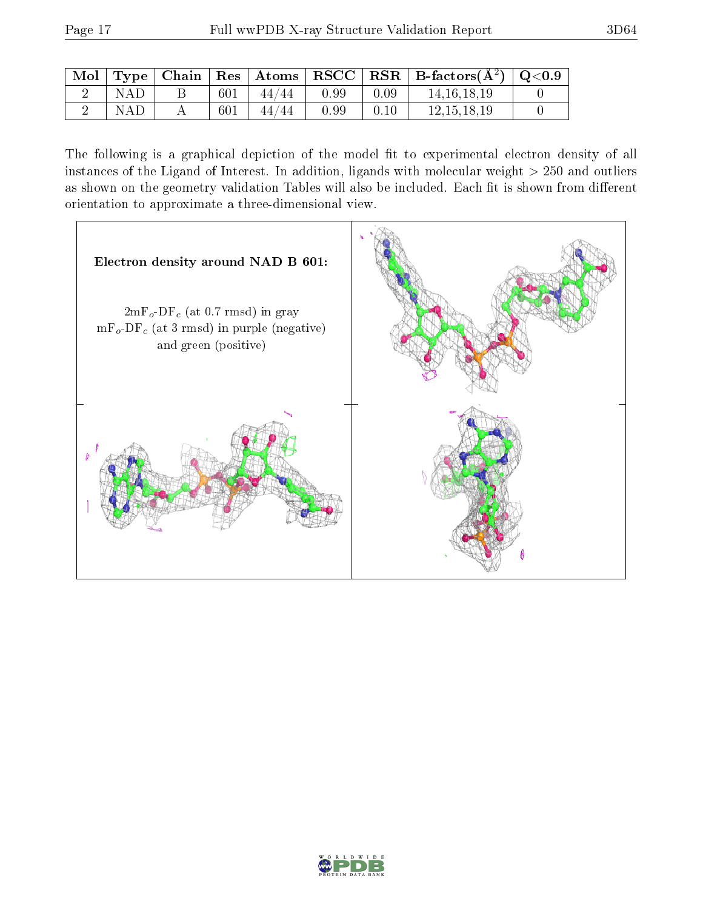| Mol | Type | Chain | Res | Atoms | RSCC | RSR | B-factors($Å^2$) | Q<0.9 |
|---|---|---|---|---|---|---|---|---|
| 2 | NAD | B | 601 | 44/44 | 0.99 | 0.09 | 14,16,18,19 | 0 |
| 2 | NAD | A | 601 | 44/44 | 0.99 | 0.10 | 12,15,18,19 | 0 |

The following is a graphical depiction of the model fit to experimental electron density of all instances of the Ligand of Interest. In addition, ligands with molecular weight > 250 and outliers as shown on the geometry validation Tables will also be included. Each fit is shown from different orientation to approximate a three-dimensional view.

**Electron density around NAD B 601:**

$2mF_o$-$DF_c$ (at 0.7 rmsd) in gray
$mF_o$-$DF_c$ (at 3 rmsd) in purple (negative) and green (positive)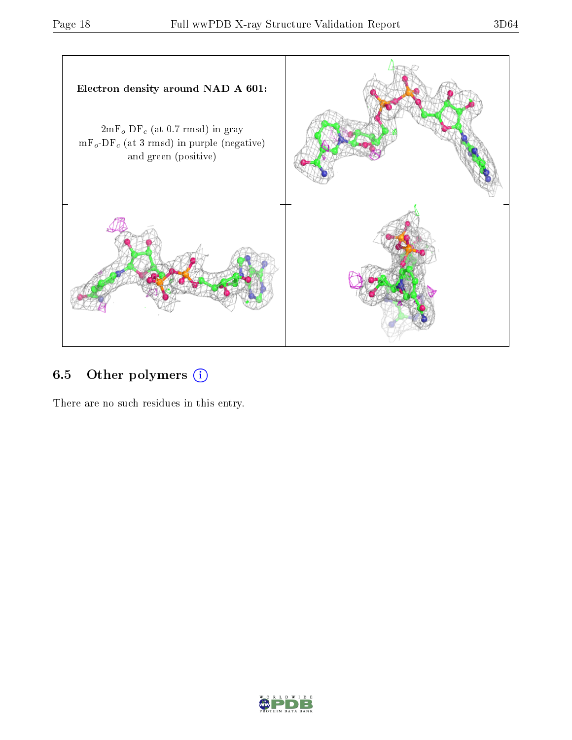**Electron density around NAD A 601:**

$2mF_o$-$DF_c$ (at 0.7 rmsd) in gray
$mF_o$-$DF_c$ (at 3 rmsd) in purple (negative)
and green (positive)

## 6.5 Other polymers

There are no such residues in this entry.